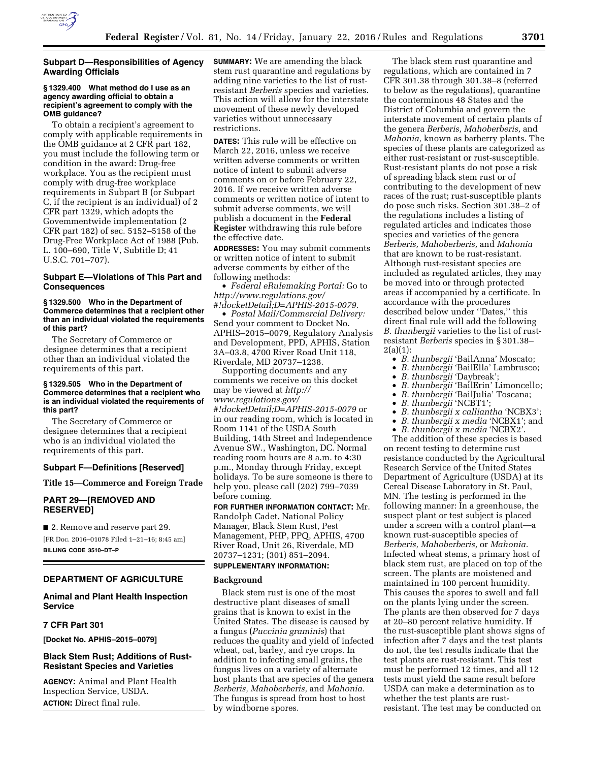### Subpart D—Responsibilities of Agency Awarding Officials

#### § 1329.400 What method do I use as an agency awarding official to obtain a recipient's agreement to comply with the OMB guidance?

To obtain a recipient's agreement to comply with applicable requirements in the OMB guidance at 2 CFR part 182, you must include the following term or condition in the award: Drug-free workplace. You as the recipient must comply with drug-free workplace requirements in Subpart B (or Subpart C, if the recipient is an individual) of 2 CFR part 1329, which adopts the Govemmentwide implementation (2 CFR part 182) of sec. 5152–5158 of the Drug-Free Workplace Act of 1988 (Pub. L. 100–690, Title V, Subtitle D; 41 U.S.C. 701–707).

### Subpart E—Violations of This Part and Consequences

#### § 1329.500 Who in the Department of Commerce determines that a recipient other than an individual violated the requirements of this part?

The Secretary of Commerce or designee determines that a recipient other than an individual violated the requirements of this part.

#### § 1329.505 Who in the Department of Commerce determines that a recipient who is an individual violated the requirements of this part?

The Secretary of Commerce or designee determines that a recipient who is an individual violated the requirements of this part.

### Subpart F—Definitions [Reserved]

### Title 15—Commerce and Foreign Trade

### PART 29—[REMOVED AND RESERVED]

■ 2. Remove and reserve part 29.

[FR Doc. 2016–01078 Filed 1–21–16; 8:45 am]

**BILLING CODE 3510–DT–P**

## DEPARTMENT OF AGRICULTURE

### Animal and Plant Health Inspection Service

### 7 CFR Part 301

**[Docket No. APHIS–2015–0079]**

### Black Stem Rust; Additions of Rust-Resistant Species and Varieties

**AGENCY:** Animal and Plant Health Inspection Service, USDA.

**ACTION:** Direct final rule.

**SUMMARY:** We are amending the black stem rust quarantine and regulations by adding nine varieties to the list of rust-resistant *Berberis* species and varieties. This action will allow for the interstate movement of these newly developed varieties without unnecessary restrictions.

**DATES:** This rule will be effective on March 22, 2016, unless we receive written adverse comments or written notice of intent to submit adverse comments on or before February 22, 2016. If we receive written adverse comments or written notice of intent to submit adverse comments, we will publish a document in the **Federal Register** withdrawing this rule before the effective date.

**ADDRESSES:** You may submit comments or written notice of intent to submit adverse comments by either of the following methods:

- *Federal eRulemaking Portal:* Go to *http://www.regulations.gov/#!docketDetail;D=APHIS-2015-0079.*
- *Postal Mail/Commercial Delivery:* Send your comment to Docket No. APHIS–2015–0079, Regulatory Analysis and Development, PPD, APHIS, Station 3A–03.8, 4700 River Road Unit 118, Riverdale, MD 20737–1238.

Supporting documents and any comments we receive on this docket may be viewed at *http://www.regulations.gov/#!docketDetail;D=APHIS-2015-0079* or in our reading room, which is located in Room 1141 of the USDA South Building, 14th Street and Independence Avenue SW., Washington, DC. Normal reading room hours are 8 a.m. to 4:30 p.m., Monday through Friday, except holidays. To be sure someone is there to help you, please call (202) 799–7039 before coming.

**FOR FURTHER INFORMATION CONTACT:** Mr. Randolph Cadet, National Policy Manager, Black Stem Rust, Pest Management, PHP, PPQ, APHIS, 4700 River Road, Unit 26, Riverdale, MD 20737–1231; (301) 851–2094.

**SUPPLEMENTARY INFORMATION:**

### Background

Black stem rust is one of the most destructive plant diseases of small grains that is known to exist in the United States. The disease is caused by a fungus (*Puccinia graminis*) that reduces the quality and yield of infected wheat, oat, barley, and rye crops. In addition to infecting small grains, the fungus lives on a variety of alternate host plants that are species of the genera *Berberis, Mahoberberis,* and *Mahonia.* The fungus is spread from host to host by windborne spores.

The black stem rust quarantine and regulations, which are contained in 7 CFR 301.38 through 301.38–8 (referred to below as the regulations), quarantine the conterminous 48 States and the District of Columbia and govern the interstate movement of certain plants of the genera *Berberis, Mahoberberis,* and *Mahonia,* known as barberry plants. The species of these plants are categorized as either rust-resistant or rust-susceptible. Rust-resistant plants do not pose a risk of spreading black stem rust or of contributing to the development of new races of the rust; rust-susceptible plants do pose such risks. Section 301.38–2 of the regulations includes a listing of regulated articles and indicates those species and varieties of the genera *Berberis, Mahoberberis,* and *Mahonia* that are known to be rust-resistant. Although rust-resistant species are included as regulated articles, they may be moved into or through protected areas if accompanied by a certificate. In accordance with the procedures described below under ''Dates,'' this direct final rule will add the following *B. thunbergii* varieties to the list of rust-resistant *Berberis* species in § 301.38–2(a)(1):

- *B. thunbergii* 'BailAnna' Moscato;
- *B. thunbergii* 'BailElla' Lambrusco;
- *B. thunbergii* 'Daybreak';
- *B. thunbergii* 'BailErin' Limoncello;
- *B. thunbergii* 'BailJulia' Toscana;
- *B. thunbergii* 'NCBT1';
- *B. thunbergii x calliantha* 'NCBX3';
- *B. thunbergii x media* 'NCBX1'; and
- *B. thunbergii x media* 'NCBX2'.

The addition of these species is based on recent testing to determine rust resistance conducted by the Agricultural Research Service of the United States Department of Agriculture (USDA) at its Cereal Disease Laboratory in St. Paul, MN. The testing is performed in the following manner: In a greenhouse, the suspect plant or test subject is placed under a screen with a control plant—a known rust-susceptible species of *Berberis, Mahoberberis,* or *Mahonia.* Infected wheat stems, a primary host of black stem rust, are placed on top of the screen. The plants are moistened and maintained in 100 percent humidity. This causes the spores to swell and fall on the plants lying under the screen. The plants are then observed for 7 days at 20–80 percent relative humidity. If the rust-susceptible plant shows signs of infection after 7 days and the test plants do not, the test results indicate that the test plants are rust-resistant. This test must be performed 12 times, and all 12 tests must yield the same result before USDA can make a determination as to whether the test plants are rust-resistant. The test may be conducted on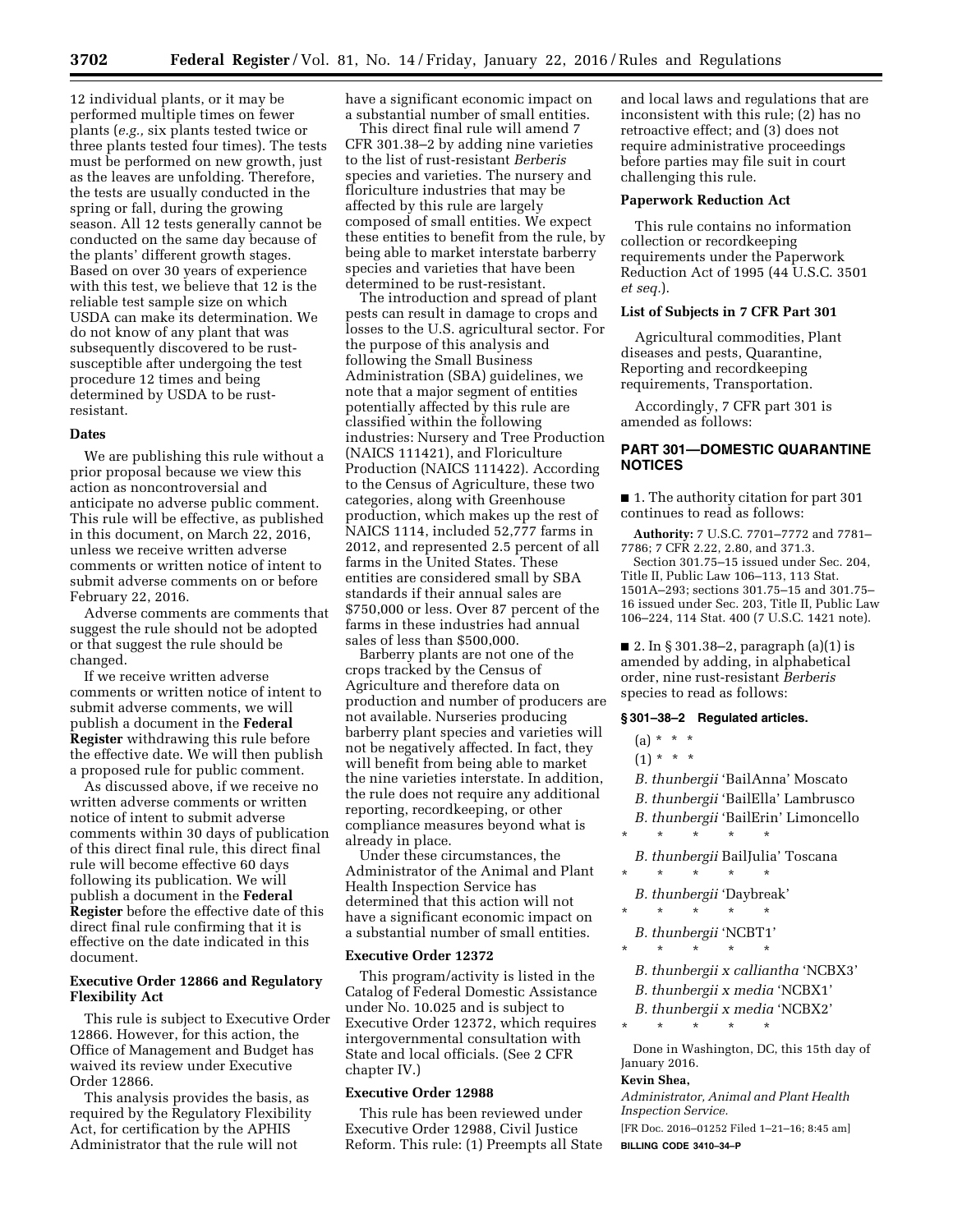12 individual plants, or it may be performed multiple times on fewer plants (*e.g.,* six plants tested twice or three plants tested four times). The tests must be performed on new growth, just as the leaves are unfolding. Therefore, the tests are usually conducted in the spring or fall, during the growing season. All 12 tests generally cannot be conducted on the same day because of the plants' different growth stages. Based on over 30 years of experience with this test, we believe that 12 is the reliable test sample size on which USDA can make its determination. We do not know of any plant that was subsequently discovered to be rust-susceptible after undergoing the test procedure 12 times and being determined by USDA to be rust-resistant.

### Dates

We are publishing this rule without a prior proposal because we view this action as noncontroversial and anticipate no adverse public comment. This rule will be effective, as published in this document, on March 22, 2016, unless we receive written adverse comments or written notice of intent to submit adverse comments on or before February 22, 2016.

Adverse comments are comments that suggest the rule should not be adopted or that suggest the rule should be changed.

If we receive written adverse comments or written notice of intent to submit adverse comments, we will publish a document in the **Federal Register** withdrawing this rule before the effective date. We will then publish a proposed rule for public comment.

As discussed above, if we receive no written adverse comments or written notice of intent to submit adverse comments within 30 days of publication of this direct final rule, this direct final rule will become effective 60 days following its publication. We will publish a document in the **Federal Register** before the effective date of this direct final rule confirming that it is effective on the date indicated in this document.

### Executive Order 12866 and Regulatory Flexibility Act

This rule is subject to Executive Order 12866. However, for this action, the Office of Management and Budget has waived its review under Executive Order 12866.

This analysis provides the basis, as required by the Regulatory Flexibility Act, for certification by the APHIS Administrator that the rule will not have a significant economic impact on a substantial number of small entities.

This direct final rule will amend 7 CFR 301.38–2 by adding nine varieties to the list of rust-resistant *Berberis* species and varieties. The nursery and floriculture industries that may be affected by this rule are largely composed of small entities. We expect these entities to benefit from the rule, by being able to market interstate barberry species and varieties that have been determined to be rust-resistant.

The introduction and spread of plant pests can result in damage to crops and losses to the U.S. agricultural sector. For the purpose of this analysis and following the Small Business Administration (SBA) guidelines, we note that a major segment of entities potentially affected by this rule are classified within the following industries: Nursery and Tree Production (NAICS 111421), and Floriculture Production (NAICS 111422). According to the Census of Agriculture, these two categories, along with Greenhouse production, which makes up the rest of NAICS 1114, included 52,777 farms in 2012, and represented 2.5 percent of all farms in the United States. These entities are considered small by SBA standards if their annual sales are $750,000 or less. Over 87 percent of the farms in these industries had annual sales of less than $500,000.

Barberry plants are not one of the crops tracked by the Census of Agriculture and therefore data on production and number of producers are not available. Nurseries producing barberry plant species and varieties will not be negatively affected. In fact, they will benefit from being able to market the nine varieties interstate. In addition, the rule does not require any additional reporting, recordkeeping, or other compliance measures beyond what is already in place.

Under these circumstances, the Administrator of the Animal and Plant Health Inspection Service has determined that this action will not have a significant economic impact on a substantial number of small entities.

### Executive Order 12372

This program/activity is listed in the Catalog of Federal Domestic Assistance under No. 10.025 and is subject to Executive Order 12372, which requires intergovernmental consultation with State and local officials. (See 2 CFR chapter IV.)

### Executive Order 12988

This rule has been reviewed under Executive Order 12988, Civil Justice Reform. This rule: (1) Preempts all State and local laws and regulations that are inconsistent with this rule; (2) has no retroactive effect; and (3) does not require administrative proceedings before parties may file suit in court challenging this rule.

### Paperwork Reduction Act

This rule contains no information collection or recordkeeping requirements under the Paperwork Reduction Act of 1995 (44 U.S.C. 3501 *et seq.*).

### List of Subjects in 7 CFR Part 301

Agricultural commodities, Plant diseases and pests, Quarantine, Reporting and recordkeeping requirements, Transportation.

Accordingly, 7 CFR part 301 is amended as follows:

## PART 301—DOMESTIC QUARANTINE NOTICES

■ 1. The authority citation for part 301 continues to read as follows:

**Authority:** 7 U.S.C. 7701–7772 and 7781–7786; 7 CFR 2.22, 2.80, and 371.3.

Section 301.75–15 issued under Sec. 204, Title II, Public Law 106–113, 113 Stat. 1501A–293; sections 301.75–15 and 301.75–16 issued under Sec. 203, Title II, Public Law 106–224, 114 Stat. 400 (7 U.S.C. 1421 note).

■ 2. In § 301.38–2, paragraph (a)(1) is amended by adding, in alphabetical order, nine rust-resistant *Berberis* species to read as follows:

### § 301–38–2 Regulated articles.

(a) * * *

(1) * * *

*B. thunbergii* 'BailAnna' Moscato

*B. thunbergii* 'BailElla' Lambrusco

*B. thunbergii* 'BailErin' Limoncello

\* \* \* \* \*

*B. thunbergii* BailJulia' Toscana

\* \* \* \* \*

*B. thunbergii* 'Daybreak'

\* \* \* \* \*

*B. thunbergii* 'NCBT1'

\* \* \* \* \*

*B. thunbergii x calliantha* 'NCBX3'

*B. thunbergii x media* 'NCBX1'

*B. thunbergii x media* 'NCBX2'

\* \* \* \* \*

Done in Washington, DC, this 15th day of January 2016.

**Kevin Shea,**

*Administrator, Animal and Plant Health Inspection Service.*

[FR Doc. 2016–01252 Filed 1–21–16; 8:45 am]

**BILLING CODE 3410–34–P**